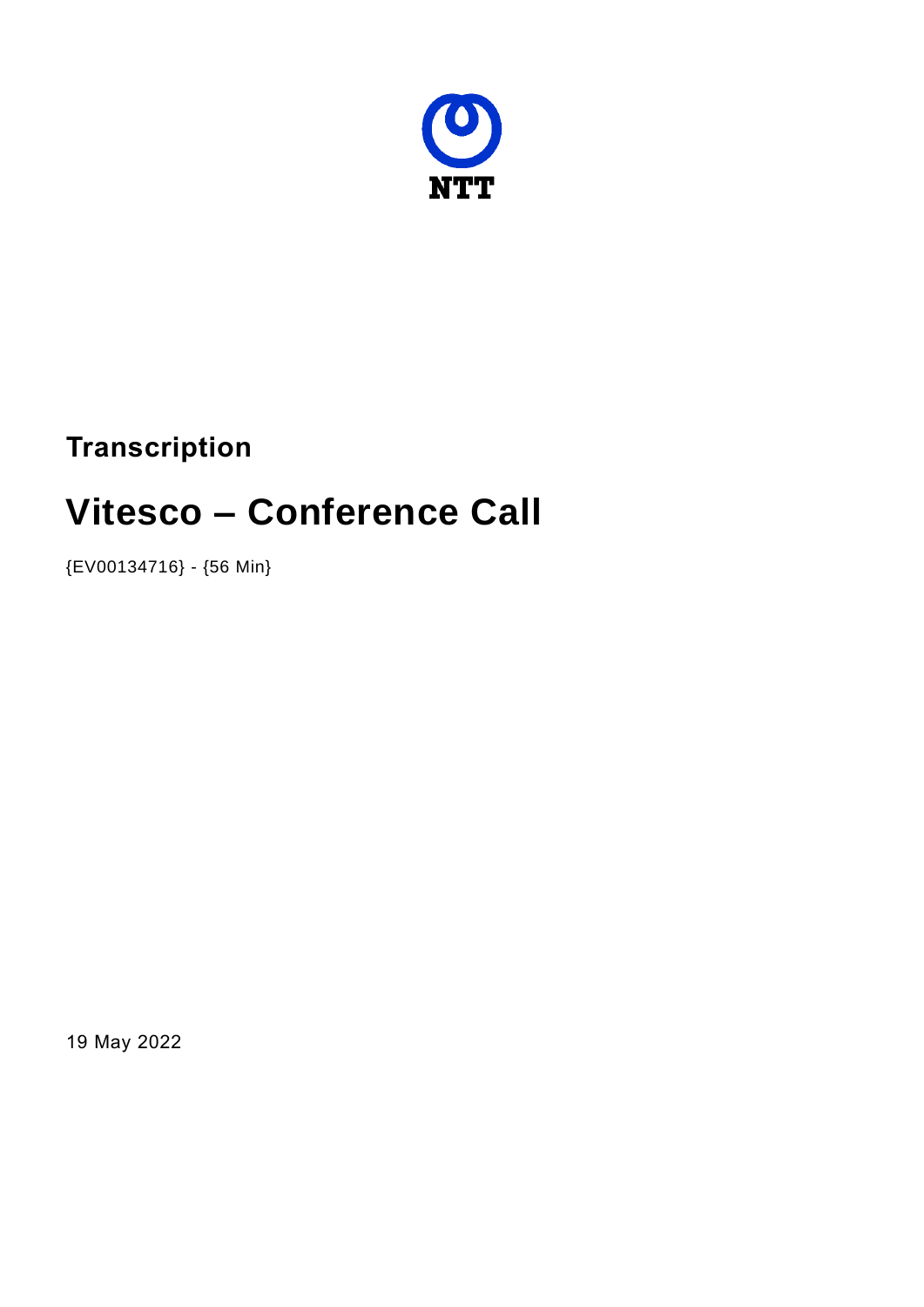NTT

## Transcription

# Vitesco – Conference Call

{EV00134716} - {56 Min}

19 May 2022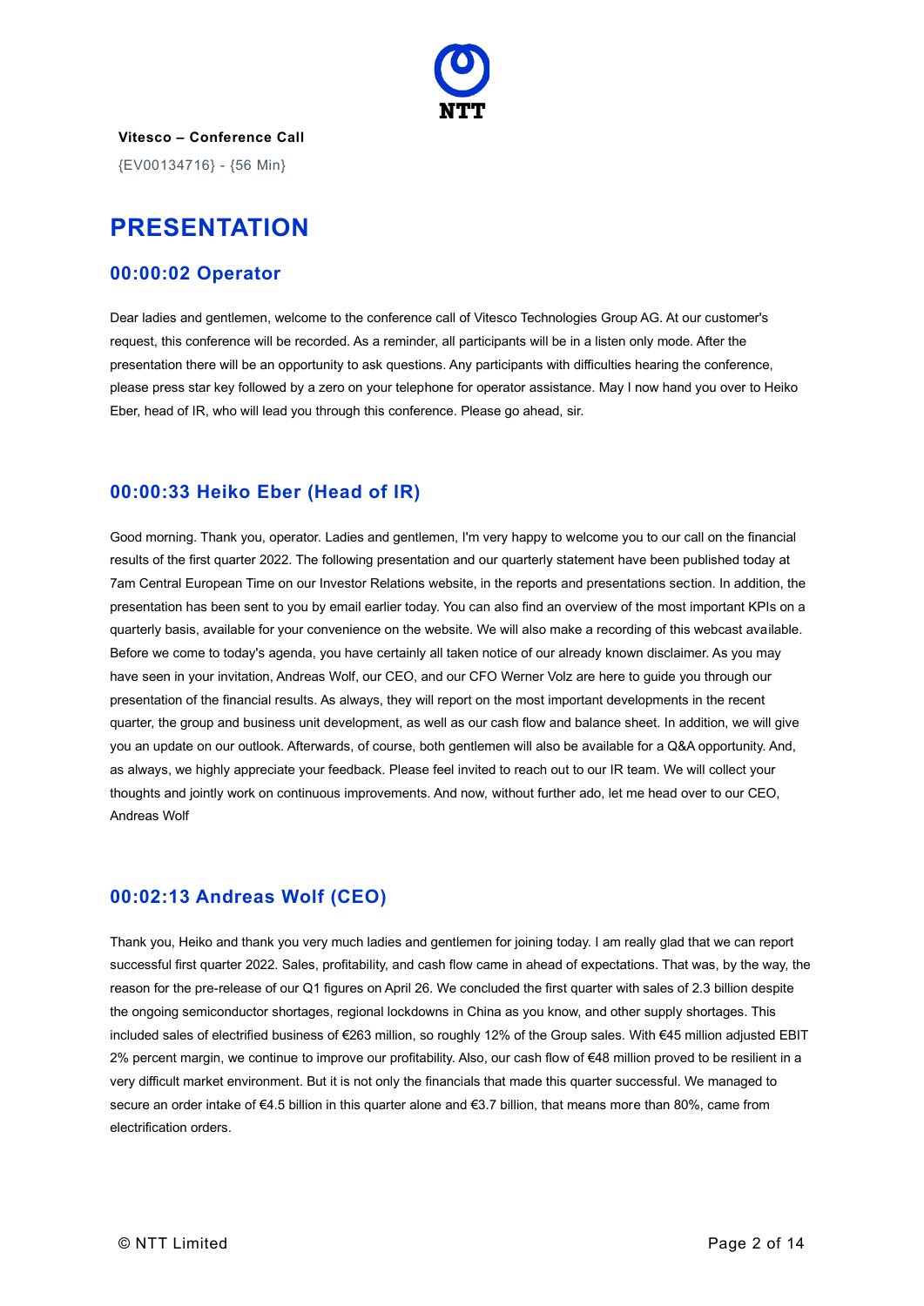**Vitesco – Conference Call**

{EV00134716} - {56 Min}

# PRESENTATION

## 00:00:02 Operator

Dear ladies and gentlemen, welcome to the conference call of Vitesco Technologies Group AG. At our customer's request, this conference will be recorded. As a reminder, all participants will be in a listen only mode. After the presentation there will be an opportunity to ask questions. Any participants with difficulties hearing the conference, please press star key followed by a zero on your telephone for operator assistance. May I now hand you over to Heiko Eber, head of IR, who will lead you through this conference. Please go ahead, sir.

## 00:00:33 Heiko Eber (Head of IR)

Good morning. Thank you, operator. Ladies and gentlemen, I'm very happy to welcome you to our call on the financial results of the first quarter 2022. The following presentation and our quarterly statement have been published today at 7am Central European Time on our Investor Relations website, in the reports and presentations section. In addition, the presentation has been sent to you by email earlier today. You can also find an overview of the most important KPIs on a quarterly basis, available for your convenience on the website. We will also make a recording of this webcast available. Before we come to today's agenda, you have certainly all taken notice of our already known disclaimer. As you may have seen in your invitation, Andreas Wolf, our CEO, and our CFO Werner Volz are here to guide you through our presentation of the financial results. As always, they will report on the most important developments in the recent quarter, the group and business unit development, as well as our cash flow and balance sheet. In addition, we will give you an update on our outlook. Afterwards, of course, both gentlemen will also be available for a Q&A opportunity. And, as always, we highly appreciate your feedback. Please feel invited to reach out to our IR team. We will collect your thoughts and jointly work on continuous improvements. And now, without further ado, let me head over to our CEO, Andreas Wolf

## 00:02:13 Andreas Wolf (CEO)

Thank you, Heiko and thank you very much ladies and gentlemen for joining today. I am really glad that we can report successful first quarter 2022. Sales, profitability, and cash flow came in ahead of expectations. That was, by the way, the reason for the pre-release of our Q1 figures on April 26. We concluded the first quarter with sales of 2.3 billion despite the ongoing semiconductor shortages, regional lockdowns in China as you know, and other supply shortages. This included sales of electrified business of €263 million, so roughly 12% of the Group sales. With €45 million adjusted EBIT 2% percent margin, we continue to improve our profitability. Also, our cash flow of €48 million proved to be resilient in a very difficult market environment. But it is not only the financials that made this quarter successful. We managed to secure an order intake of €4.5 billion in this quarter alone and €3.7 billion, that means more than 80%, came from electrification orders.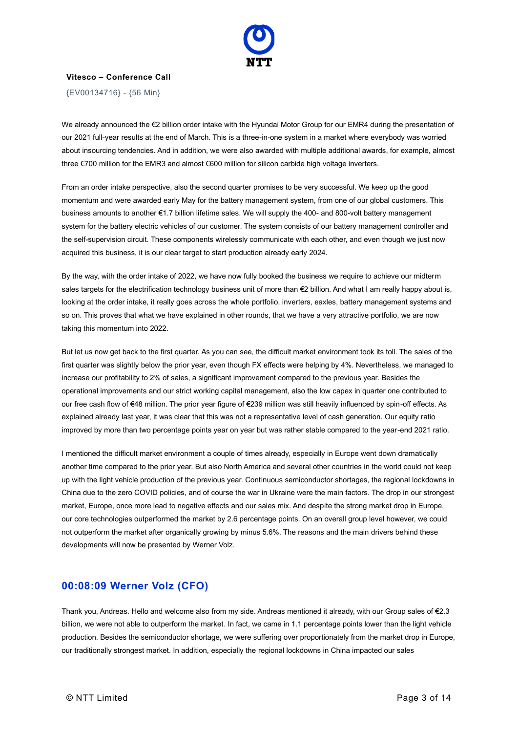We already announced the €2 billion order intake with the Hyundai Motor Group for our EMR4 during the presentation of our 2021 full-year results at the end of March. This is a three-in-one system in a market where everybody was worried about insourcing tendencies. And in addition, we were also awarded with multiple additional awards, for example, almost three €700 million for the EMR3 and almost €600 million for silicon carbide high voltage inverters.

From an order intake perspective, also the second quarter promises to be very successful. We keep up the good momentum and were awarded early May for the battery management system, from one of our global customers. This business amounts to another €1.7 billion lifetime sales. We will supply the 400- and 800-volt battery management system for the battery electric vehicles of our customer. The system consists of our battery management controller and the self-supervision circuit. These components wirelessly communicate with each other, and even though we just now acquired this business, it is our clear target to start production already early 2024.

By the way, with the order intake of 2022, we have now fully booked the business we require to achieve our midterm sales targets for the electrification technology business unit of more than €2 billion. And what I am really happy about is, looking at the order intake, it really goes across the whole portfolio, inverters, eaxles, battery management systems and so on. This proves that what we have explained in other rounds, that we have a very attractive portfolio, we are now taking this momentum into 2022.

But let us now get back to the first quarter. As you can see, the difficult market environment took its toll. The sales of the first quarter was slightly below the prior year, even though FX effects were helping by 4%. Nevertheless, we managed to increase our profitability to 2% of sales, a significant improvement compared to the previous year. Besides the operational improvements and our strict working capital management, also the low capex in quarter one contributed to our free cash flow of €48 million. The prior year figure of €239 million was still heavily influenced by spin-off effects. As explained already last year, it was clear that this was not a representative level of cash generation. Our equity ratio improved by more than two percentage points year on year but was rather stable compared to the year-end 2021 ratio.

I mentioned the difficult market environment a couple of times already, especially in Europe went down dramatically another time compared to the prior year. But also North America and several other countries in the world could not keep up with the light vehicle production of the previous year. Continuous semiconductor shortages, the regional lockdowns in China due to the zero COVID policies, and of course the war in Ukraine were the main factors. The drop in our strongest market, Europe, once more lead to negative effects and our sales mix. And despite the strong market drop in Europe, our core technologies outperformed the market by 2.6 percentage points. On an overall group level however, we could not outperform the market after organically growing by minus 5.6%. The reasons and the main drivers behind these developments will now be presented by Werner Volz.

## 00:08:09 Werner Volz (CFO)

Thank you, Andreas. Hello and welcome also from my side. Andreas mentioned it already, with our Group sales of €2.3 billion, we were not able to outperform the market. In fact, we came in 1.1 percentage points lower than the light vehicle production. Besides the semiconductor shortage, we were suffering over proportionately from the market drop in Europe, our traditionally strongest market. In addition, especially the regional lockdowns in China impacted our sales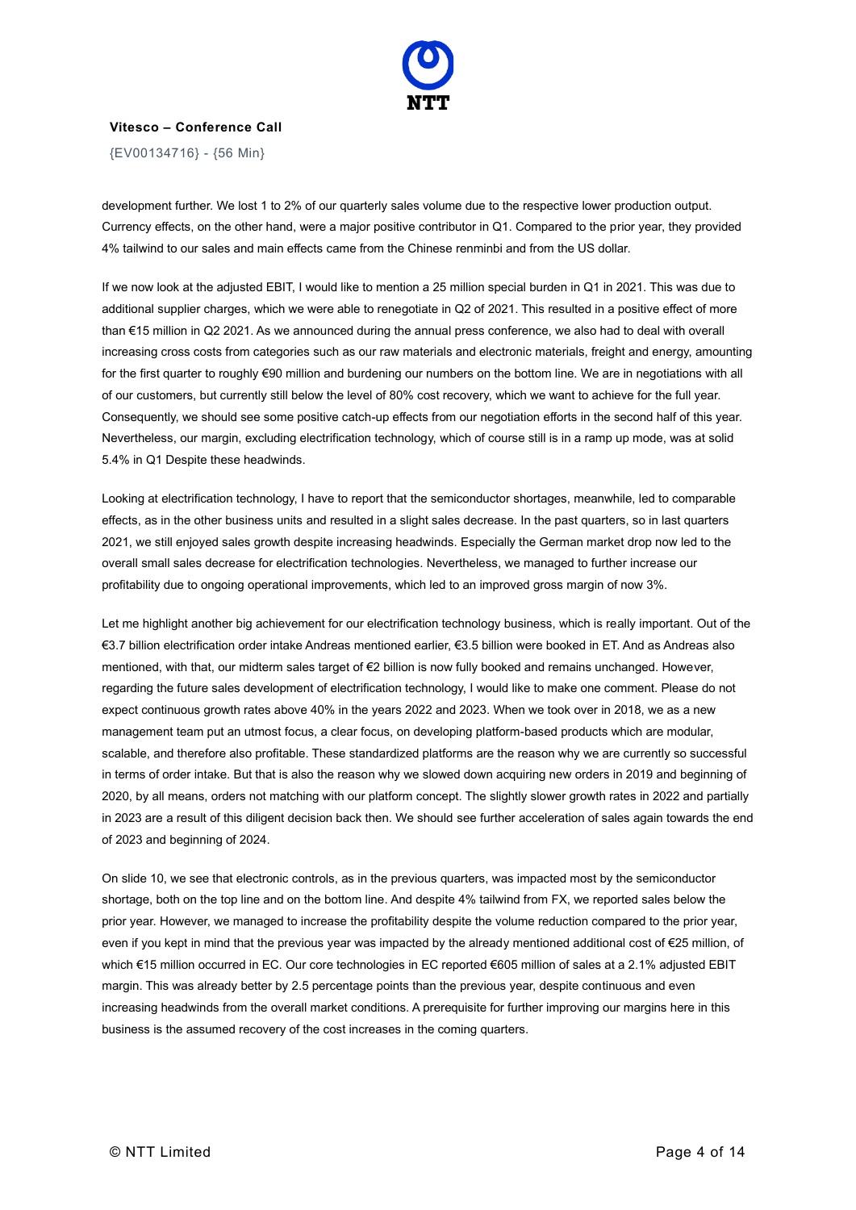development further. We lost 1 to 2% of our quarterly sales volume due to the respective lower production output. Currency effects, on the other hand, were a major positive contributor in Q1. Compared to the prior year, they provided 4% tailwind to our sales and main effects came from the Chinese renminbi and from the US dollar.

If we now look at the adjusted EBIT, I would like to mention a 25 million special burden in Q1 in 2021. This was due to additional supplier charges, which we were able to renegotiate in Q2 of 2021. This resulted in a positive effect of more than €15 million in Q2 2021. As we announced during the annual press conference, we also had to deal with overall increasing cross costs from categories such as our raw materials and electronic materials, freight and energy, amounting for the first quarter to roughly €90 million and burdening our numbers on the bottom line. We are in negotiations with all of our customers, but currently still below the level of 80% cost recovery, which we want to achieve for the full year. Consequently, we should see some positive catch-up effects from our negotiation efforts in the second half of this year. Nevertheless, our margin, excluding electrification technology, which of course still is in a ramp up mode, was at solid 5.4% in Q1 Despite these headwinds.

Looking at electrification technology, I have to report that the semiconductor shortages, meanwhile, led to comparable effects, as in the other business units and resulted in a slight sales decrease. In the past quarters, so in last quarters 2021, we still enjoyed sales growth despite increasing headwinds. Especially the German market drop now led to the overall small sales decrease for electrification technologies. Nevertheless, we managed to further increase our profitability due to ongoing operational improvements, which led to an improved gross margin of now 3%.

Let me highlight another big achievement for our electrification technology business, which is really important. Out of the €3.7 billion electrification order intake Andreas mentioned earlier, €3.5 billion were booked in ET. And as Andreas also mentioned, with that, our midterm sales target of €2 billion is now fully booked and remains unchanged. However, regarding the future sales development of electrification technology, I would like to make one comment. Please do not expect continuous growth rates above 40% in the years 2022 and 2023. When we took over in 2018, we as a new management team put an utmost focus, a clear focus, on developing platform-based products which are modular, scalable, and therefore also profitable. These standardized platforms are the reason why we are currently so successful in terms of order intake. But that is also the reason why we slowed down acquiring new orders in 2019 and beginning of 2020, by all means, orders not matching with our platform concept. The slightly slower growth rates in 2022 and partially in 2023 are a result of this diligent decision back then. We should see further acceleration of sales again towards the end of 2023 and beginning of 2024.

On slide 10, we see that electronic controls, as in the previous quarters, was impacted most by the semiconductor shortage, both on the top line and on the bottom line. And despite 4% tailwind from FX, we reported sales below the prior year. However, we managed to increase the profitability despite the volume reduction compared to the prior year, even if you kept in mind that the previous year was impacted by the already mentioned additional cost of €25 million, of which €15 million occurred in EC. Our core technologies in EC reported €605 million of sales at a 2.1% adjusted EBIT margin. This was already better by 2.5 percentage points than the previous year, despite continuous and even increasing headwinds from the overall market conditions. A prerequisite for further improving our margins here in this business is the assumed recovery of the cost increases in the coming quarters.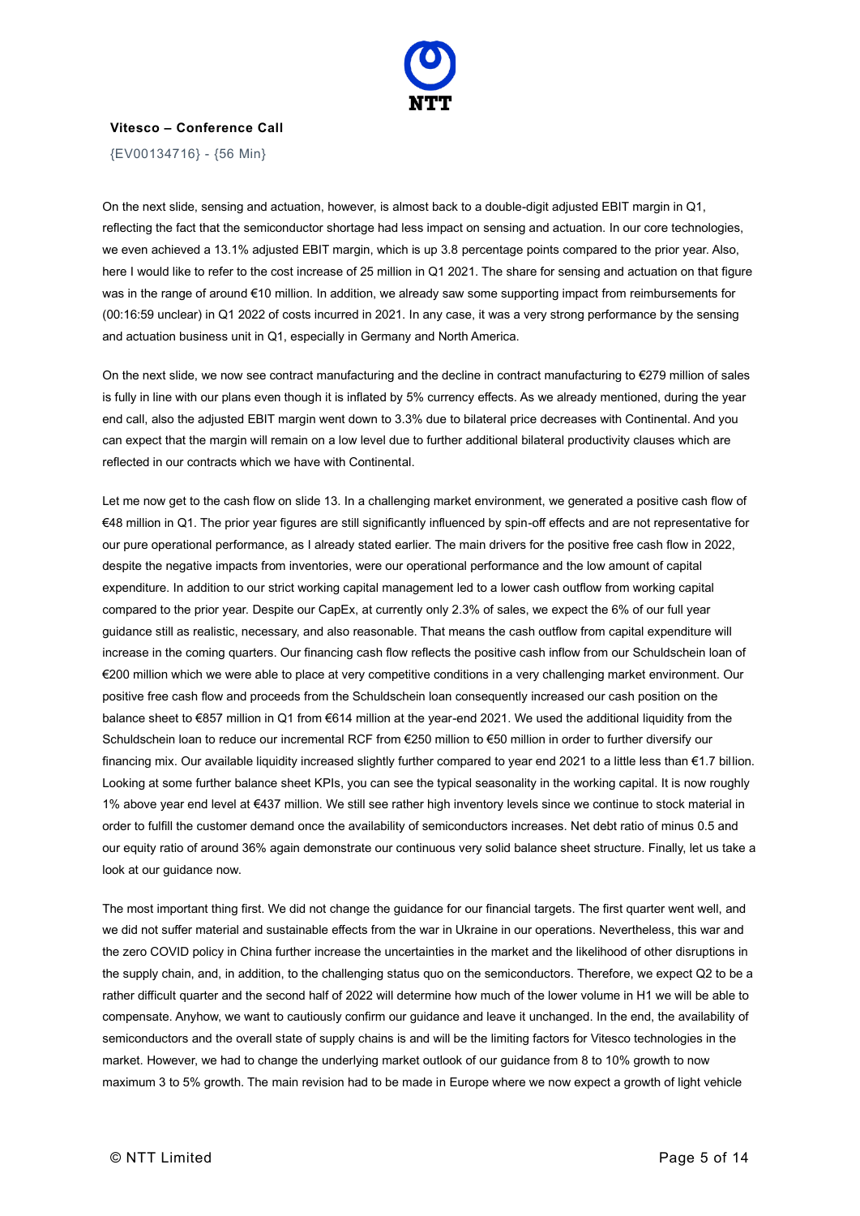On the next slide, sensing and actuation, however, is almost back to a double-digit adjusted EBIT margin in Q1, reflecting the fact that the semiconductor shortage had less impact on sensing and actuation. In our core technologies, we even achieved a 13.1% adjusted EBIT margin, which is up 3.8 percentage points compared to the prior year. Also, here I would like to refer to the cost increase of 25 million in Q1 2021. The share for sensing and actuation on that figure was in the range of around €10 million. In addition, we already saw some supporting impact from reimbursements for (00:16:59 unclear) in Q1 2022 of costs incurred in 2021. In any case, it was a very strong performance by the sensing and actuation business unit in Q1, especially in Germany and North America.

On the next slide, we now see contract manufacturing and the decline in contract manufacturing to €279 million of sales is fully in line with our plans even though it is inflated by 5% currency effects. As we already mentioned, during the year end call, also the adjusted EBIT margin went down to 3.3% due to bilateral price decreases with Continental. And you can expect that the margin will remain on a low level due to further additional bilateral productivity clauses which are reflected in our contracts which we have with Continental.

Let me now get to the cash flow on slide 13. In a challenging market environment, we generated a positive cash flow of €48 million in Q1. The prior year figures are still significantly influenced by spin-off effects and are not representative for our pure operational performance, as I already stated earlier. The main drivers for the positive free cash flow in 2022, despite the negative impacts from inventories, were our operational performance and the low amount of capital expenditure. In addition to our strict working capital management led to a lower cash outflow from working capital compared to the prior year. Despite our CapEx, at currently only 2.3% of sales, we expect the 6% of our full year guidance still as realistic, necessary, and also reasonable. That means the cash outflow from capital expenditure will increase in the coming quarters. Our financing cash flow reflects the positive cash inflow from our Schuldschein loan of €200 million which we were able to place at very competitive conditions in a very challenging market environment. Our positive free cash flow and proceeds from the Schuldschein loan consequently increased our cash position on the balance sheet to €857 million in Q1 from €614 million at the year-end 2021. We used the additional liquidity from the Schuldschein loan to reduce our incremental RCF from €250 million to €50 million in order to further diversify our financing mix. Our available liquidity increased slightly further compared to year end 2021 to a little less than €1.7 billion. Looking at some further balance sheet KPIs, you can see the typical seasonality in the working capital. It is now roughly 1% above year end level at €437 million. We still see rather high inventory levels since we continue to stock material in order to fulfill the customer demand once the availability of semiconductors increases. Net debt ratio of minus 0.5 and our equity ratio of around 36% again demonstrate our continuous very solid balance sheet structure. Finally, let us take a look at our guidance now.

The most important thing first. We did not change the guidance for our financial targets. The first quarter went well, and we did not suffer material and sustainable effects from the war in Ukraine in our operations. Nevertheless, this war and the zero COVID policy in China further increase the uncertainties in the market and the likelihood of other disruptions in the supply chain, and, in addition, to the challenging status quo on the semiconductors. Therefore, we expect Q2 to be a rather difficult quarter and the second half of 2022 will determine how much of the lower volume in H1 we will be able to compensate. Anyhow, we want to cautiously confirm our guidance and leave it unchanged. In the end, the availability of semiconductors and the overall state of supply chains is and will be the limiting factors for Vitesco technologies in the market. However, we had to change the underlying market outlook of our guidance from 8 to 10% growth to now maximum 3 to 5% growth. The main revision had to be made in Europe where we now expect a growth of light vehicle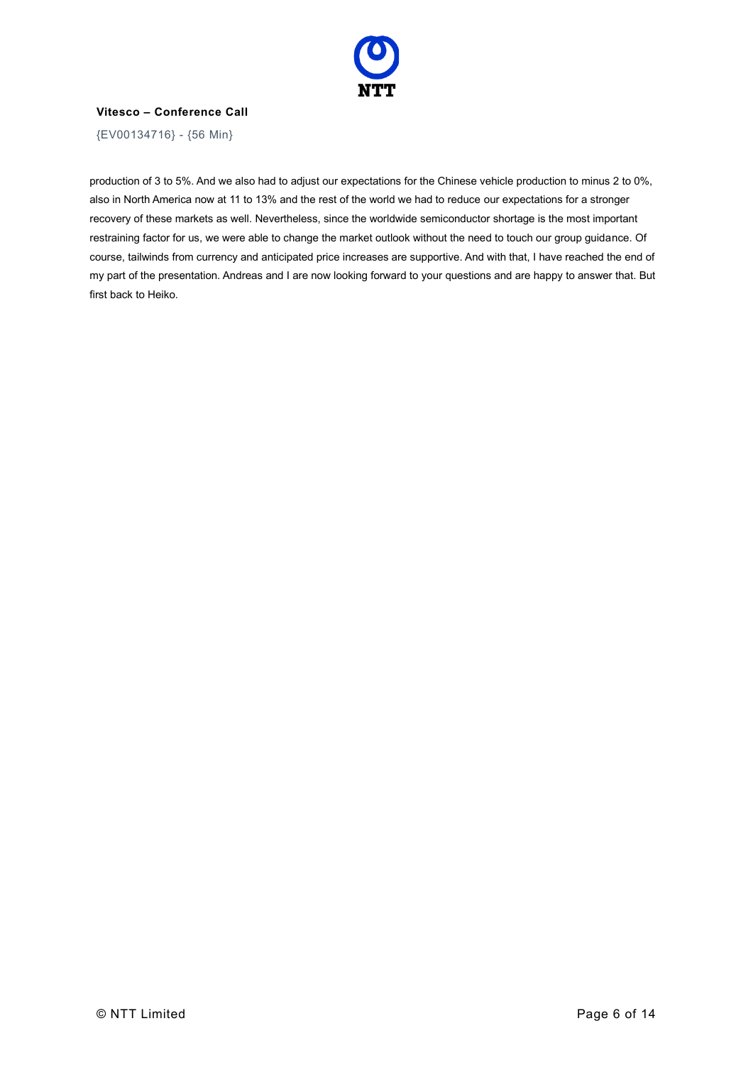production of 3 to 5%. And we also had to adjust our expectations for the Chinese vehicle production to minus 2 to 0%, also in North America now at 11 to 13% and the rest of the world we had to reduce our expectations for a stronger recovery of these markets as well. Nevertheless, since the worldwide semiconductor shortage is the most important restraining factor for us, we were able to change the market outlook without the need to touch our group guidance. Of course, tailwinds from currency and anticipated price increases are supportive. And with that, I have reached the end of my part of the presentation. Andreas and I are now looking forward to your questions and are happy to answer that. But first back to Heiko.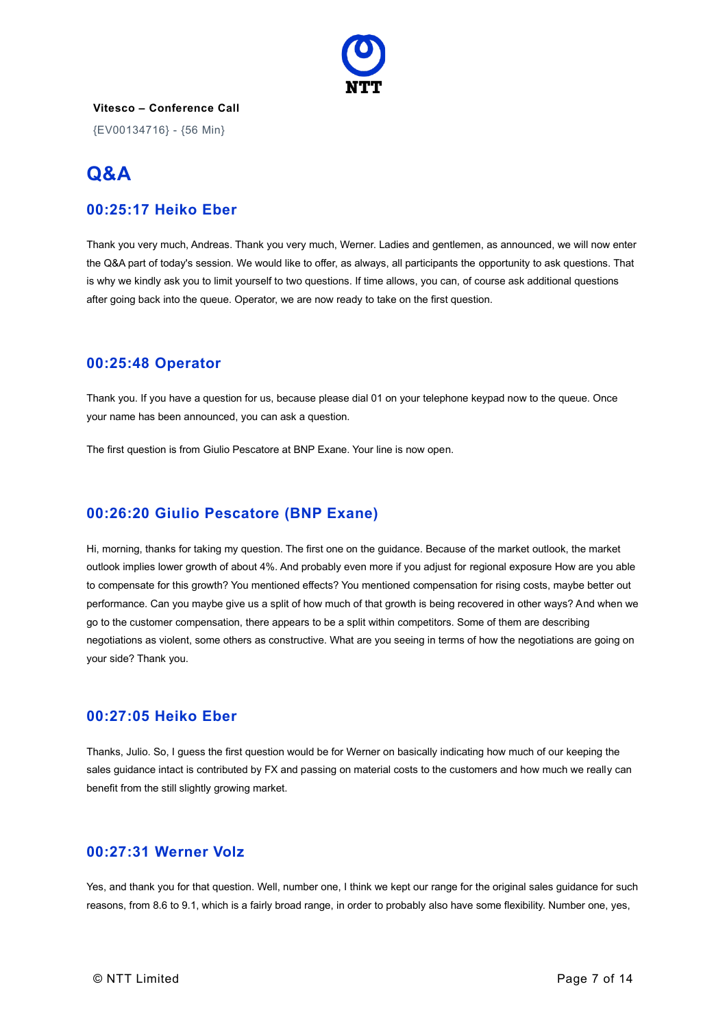**Vitesco – Conference Call**

{EV00134716} - {56 Min}

# Q&A

## 00:25:17 Heiko Eber

Thank you very much, Andreas. Thank you very much, Werner. Ladies and gentlemen, as announced, we will now enter the Q&A part of today's session. We would like to offer, as always, all participants the opportunity to ask questions. That is why we kindly ask you to limit yourself to two questions. If time allows, you can, of course ask additional questions after going back into the queue. Operator, we are now ready to take on the first question.

## 00:25:48 Operator

Thank you. If you have a question for us, because please dial 01 on your telephone keypad now to the queue. Once your name has been announced, you can ask a question.

The first question is from Giulio Pescatore at BNP Exane. Your line is now open.

## 00:26:20 Giulio Pescatore (BNP Exane)

Hi, morning, thanks for taking my question. The first one on the guidance. Because of the market outlook, the market outlook implies lower growth of about 4%. And probably even more if you adjust for regional exposure How are you able to compensate for this growth? You mentioned effects? You mentioned compensation for rising costs, maybe better out performance. Can you maybe give us a split of how much of that growth is being recovered in other ways? And when we go to the customer compensation, there appears to be a split within competitors. Some of them are describing negotiations as violent, some others as constructive. What are you seeing in terms of how the negotiations are going on your side? Thank you.

## 00:27:05 Heiko Eber

Thanks, Julio. So, I guess the first question would be for Werner on basically indicating how much of our keeping the sales guidance intact is contributed by FX and passing on material costs to the customers and how much we really can benefit from the still slightly growing market.

## 00:27:31 Werner Volz

Yes, and thank you for that question. Well, number one, I think we kept our range for the original sales guidance for such reasons, from 8.6 to 9.1, which is a fairly broad range, in order to probably also have some flexibility. Number one, yes,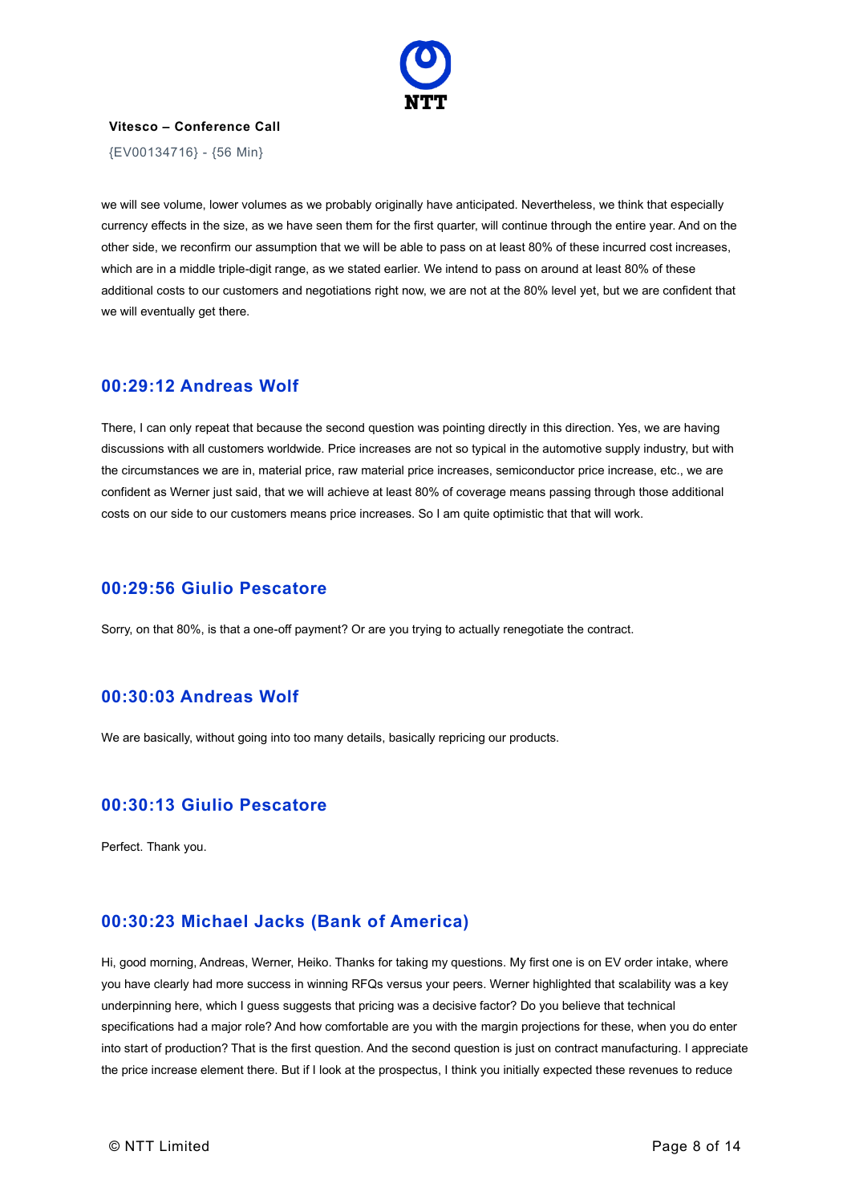we will see volume, lower volumes as we probably originally have anticipated. Nevertheless, we think that especially currency effects in the size, as we have seen them for the first quarter, will continue through the entire year. And on the other side, we reconfirm our assumption that we will be able to pass on at least 80% of these incurred cost increases, which are in a middle triple-digit range, as we stated earlier. We intend to pass on around at least 80% of these additional costs to our customers and negotiations right now, we are not at the 80% level yet, but we are confident that we will eventually get there.

## 00:29:12 Andreas Wolf

There, I can only repeat that because the second question was pointing directly in this direction. Yes, we are having discussions with all customers worldwide. Price increases are not so typical in the automotive supply industry, but with the circumstances we are in, material price, raw material price increases, semiconductor price increase, etc., we are confident as Werner just said, that we will achieve at least 80% of coverage means passing through those additional costs on our side to our customers means price increases. So I am quite optimistic that that will work.

## 00:29:56 Giulio Pescatore

Sorry, on that 80%, is that a one-off payment? Or are you trying to actually renegotiate the contract.

## 00:30:03 Andreas Wolf

We are basically, without going into too many details, basically repricing our products.

## 00:30:13 Giulio Pescatore

Perfect. Thank you.

## 00:30:23 Michael Jacks (Bank of America)

Hi, good morning, Andreas, Werner, Heiko. Thanks for taking my questions. My first one is on EV order intake, where you have clearly had more success in winning RFQs versus your peers. Werner highlighted that scalability was a key underpinning here, which I guess suggests that pricing was a decisive factor? Do you believe that technical specifications had a major role? And how comfortable are you with the margin projections for these, when you do enter into start of production? That is the first question. And the second question is just on contract manufacturing. I appreciate the price increase element there. But if I look at the prospectus, I think you initially expected these revenues to reduce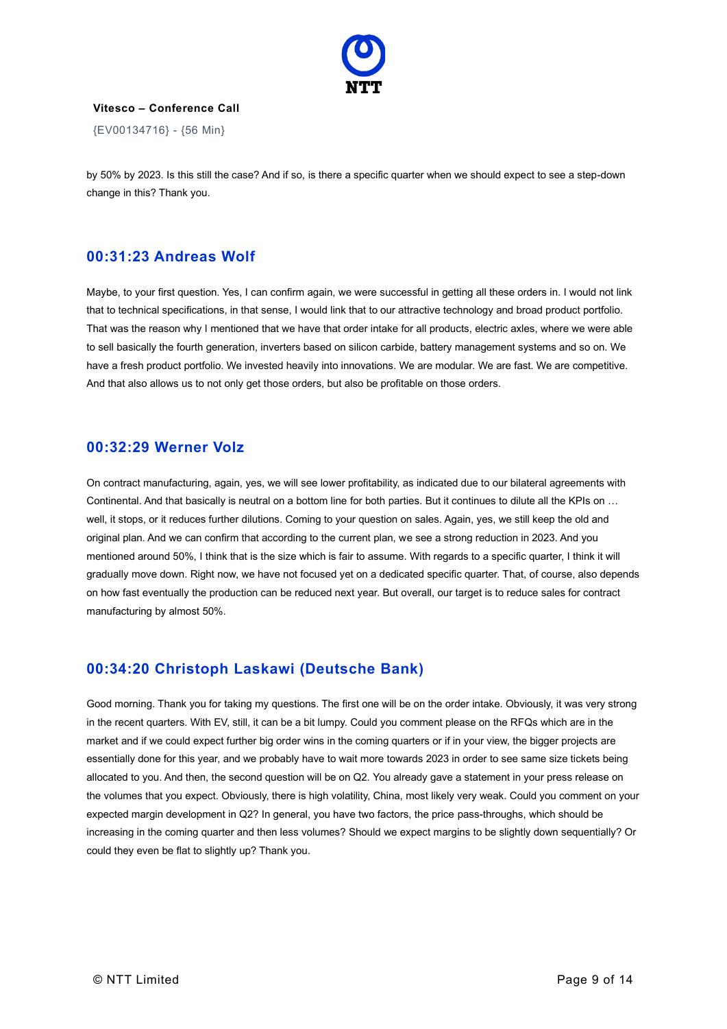by 50% by 2023. Is this still the case? And if so, is there a specific quarter when we should expect to see a step-down change in this? Thank you.

## 00:31:23 Andreas Wolf

Maybe, to your first question. Yes, I can confirm again, we were successful in getting all these orders in. I would not link that to technical specifications, in that sense, I would link that to our attractive technology and broad product portfolio. That was the reason why I mentioned that we have that order intake for all products, electric axles, where we were able to sell basically the fourth generation, inverters based on silicon carbide, battery management systems and so on. We have a fresh product portfolio. We invested heavily into innovations. We are modular. We are fast. We are competitive. And that also allows us to not only get those orders, but also be profitable on those orders.

## 00:32:29 Werner Volz

On contract manufacturing, again, yes, we will see lower profitability, as indicated due to our bilateral agreements with Continental. And that basically is neutral on a bottom line for both parties. But it continues to dilute all the KPIs on … well, it stops, or it reduces further dilutions. Coming to your question on sales. Again, yes, we still keep the old and original plan. And we can confirm that according to the current plan, we see a strong reduction in 2023. And you mentioned around 50%, I think that is the size which is fair to assume. With regards to a specific quarter, I think it will gradually move down. Right now, we have not focused yet on a dedicated specific quarter. That, of course, also depends on how fast eventually the production can be reduced next year. But overall, our target is to reduce sales for contract manufacturing by almost 50%.

## 00:34:20 Christoph Laskawi (Deutsche Bank)

Good morning. Thank you for taking my questions. The first one will be on the order intake. Obviously, it was very strong in the recent quarters. With EV, still, it can be a bit lumpy. Could you comment please on the RFQs which are in the market and if we could expect further big order wins in the coming quarters or if in your view, the bigger projects are essentially done for this year, and we probably have to wait more towards 2023 in order to see same size tickets being allocated to you. And then, the second question will be on Q2. You already gave a statement in your press release on the volumes that you expect. Obviously, there is high volatility, China, most likely very weak. Could you comment on your expected margin development in Q2? In general, you have two factors, the price pass-throughs, which should be increasing in the coming quarter and then less volumes? Should we expect margins to be slightly down sequentially? Or could they even be flat to slightly up? Thank you.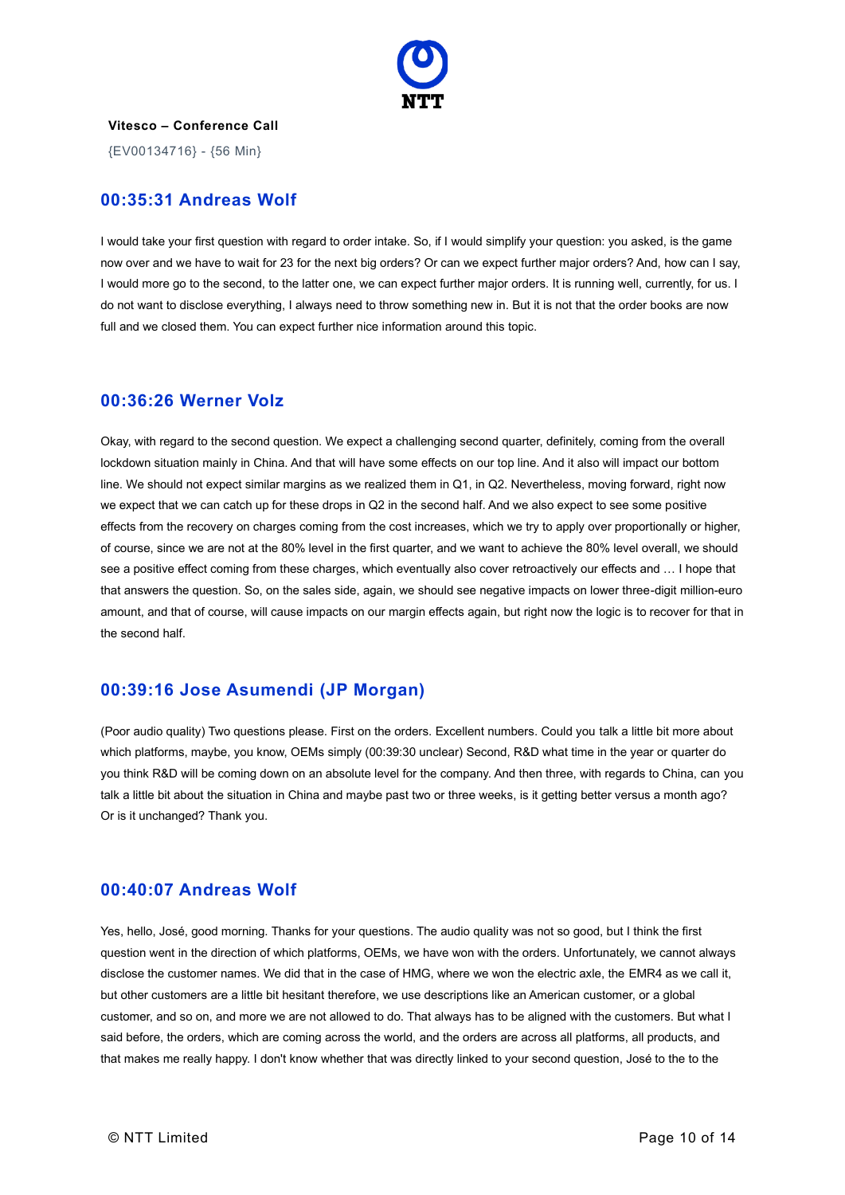**Vitesco – Conference Call**

{EV00134716} - {56 Min}

## 00:35:31 Andreas Wolf

I would take your first question with regard to order intake. So, if I would simplify your question: you asked, is the game now over and we have to wait for 23 for the next big orders? Or can we expect further major orders? And, how can I say, I would more go to the second, to the latter one, we can expect further major orders. It is running well, currently, for us. I do not want to disclose everything, I always need to throw something new in. But it is not that the order books are now full and we closed them. You can expect further nice information around this topic.

## 00:36:26 Werner Volz

Okay, with regard to the second question. We expect a challenging second quarter, definitely, coming from the overall lockdown situation mainly in China. And that will have some effects on our top line. And it also will impact our bottom line. We should not expect similar margins as we realized them in Q1, in Q2. Nevertheless, moving forward, right now we expect that we can catch up for these drops in Q2 in the second half. And we also expect to see some positive effects from the recovery on charges coming from the cost increases, which we try to apply over proportionally or higher, of course, since we are not at the 80% level in the first quarter, and we want to achieve the 80% level overall, we should see a positive effect coming from these charges, which eventually also cover retroactively our effects and … I hope that that answers the question. So, on the sales side, again, we should see negative impacts on lower three-digit million-euro amount, and that of course, will cause impacts on our margin effects again, but right now the logic is to recover for that in the second half.

## 00:39:16 Jose Asumendi (JP Morgan)

(Poor audio quality) Two questions please. First on the orders. Excellent numbers. Could you talk a little bit more about which platforms, maybe, you know, OEMs simply (00:39:30 unclear) Second, R&D what time in the year or quarter do you think R&D will be coming down on an absolute level for the company. And then three, with regards to China, can you talk a little bit about the situation in China and maybe past two or three weeks, is it getting better versus a month ago? Or is it unchanged? Thank you.

## 00:40:07 Andreas Wolf

Yes, hello, José, good morning. Thanks for your questions. The audio quality was not so good, but I think the first question went in the direction of which platforms, OEMs, we have won with the orders. Unfortunately, we cannot always disclose the customer names. We did that in the case of HMG, where we won the electric axle, the EMR4 as we call it, but other customers are a little bit hesitant therefore, we use descriptions like an American customer, or a global customer, and so on, and more we are not allowed to do. That always has to be aligned with the customers. But what I said before, the orders, which are coming across the world, and the orders are across all platforms, all products, and that makes me really happy. I don't know whether that was directly linked to your second question, José to the to the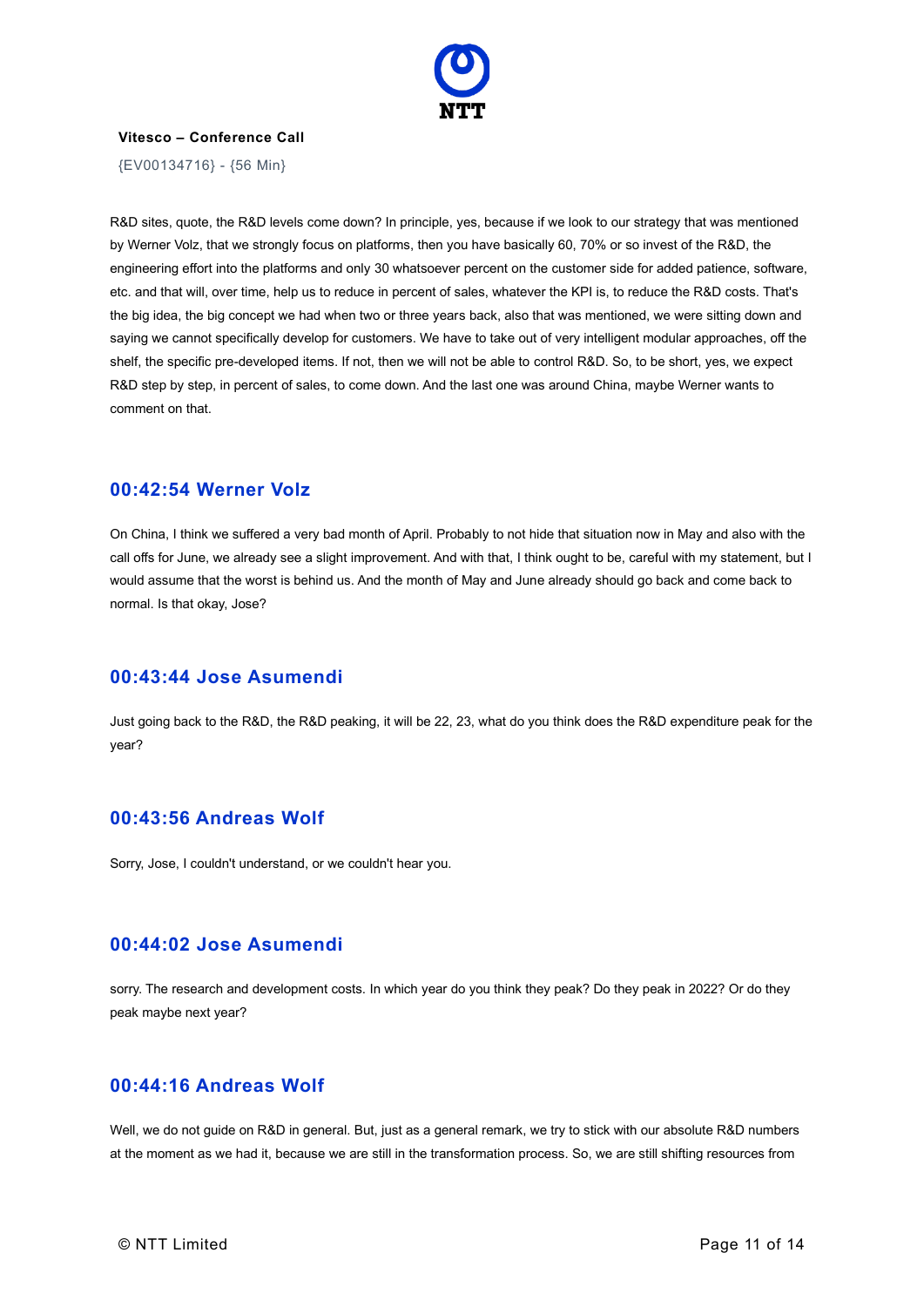R&D sites, quote, the R&D levels come down? In principle, yes, because if we look to our strategy that was mentioned by Werner Volz, that we strongly focus on platforms, then you have basically 60, 70% or so invest of the R&D, the engineering effort into the platforms and only 30 whatsoever percent on the customer side for added patience, software, etc. and that will, over time, help us to reduce in percent of sales, whatever the KPI is, to reduce the R&D costs. That's the big idea, the big concept we had when two or three years back, also that was mentioned, we were sitting down and saying we cannot specifically develop for customers. We have to take out of very intelligent modular approaches, off the shelf, the specific pre-developed items. If not, then we will not be able to control R&D. So, to be short, yes, we expect R&D step by step, in percent of sales, to come down. And the last one was around China, maybe Werner wants to comment on that.

## 00:42:54 Werner Volz

On China, I think we suffered a very bad month of April. Probably to not hide that situation now in May and also with the call offs for June, we already see a slight improvement. And with that, I think ought to be, careful with my statement, but I would assume that the worst is behind us. And the month of May and June already should go back and come back to normal. Is that okay, Jose?

## 00:43:44 Jose Asumendi

Just going back to the R&D, the R&D peaking, it will be 22, 23, what do you think does the R&D expenditure peak for the year?

## 00:43:56 Andreas Wolf

Sorry, Jose, I couldn't understand, or we couldn't hear you.

## 00:44:02 Jose Asumendi

sorry. The research and development costs. In which year do you think they peak? Do they peak in 2022? Or do they peak maybe next year?

## 00:44:16 Andreas Wolf

Well, we do not guide on R&D in general. But, just as a general remark, we try to stick with our absolute R&D numbers at the moment as we had it, because we are still in the transformation process. So, we are still shifting resources from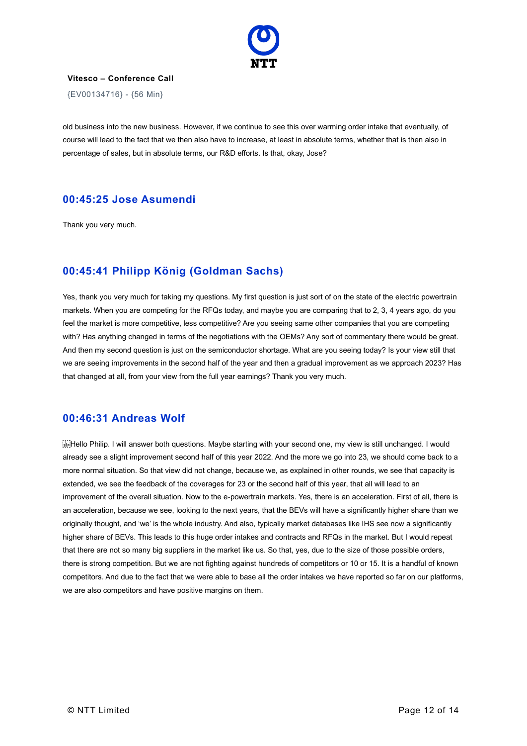old business into the new business. However, if we continue to see this over warming order intake that eventually, of course will lead to the fact that we then also have to increase, at least in absolute terms, whether that is then also in percentage of sales, but in absolute terms, our R&D efforts. Is that, okay, Jose?

## 00:45:25 Jose Asumendi

Thank you very much.

## 00:45:41 Philipp König (Goldman Sachs)

Yes, thank you very much for taking my questions. My first question is just sort of on the state of the electric powertrain markets. When you are competing for the RFQs today, and maybe you are comparing that to 2, 3, 4 years ago, do you feel the market is more competitive, less competitive? Are you seeing same other companies that you are competing with? Has anything changed in terms of the negotiations with the OEMs? Any sort of commentary there would be great. And then my second question is just on the semiconductor shortage. What are you seeing today? Is your view still that we are seeing improvements in the second half of the year and then a gradual improvement as we approach 2023? Has that changed at all, from your view from the full year earnings? Thank you very much.

## 00:46:31 Andreas Wolf

Hello Philip. I will answer both questions. Maybe starting with your second one, my view is still unchanged. I would already see a slight improvement second half of this year 2022. And the more we go into 23, we should come back to a more normal situation. So that view did not change, because we, as explained in other rounds, we see that capacity is extended, we see the feedback of the coverages for 23 or the second half of this year, that all will lead to an improvement of the overall situation. Now to the e-powertrain markets. Yes, there is an acceleration. First of all, there is an acceleration, because we see, looking to the next years, that the BEVs will have a significantly higher share than we originally thought, and 'we' is the whole industry. And also, typically market databases like IHS see now a significantly higher share of BEVs. This leads to this huge order intakes and contracts and RFQs in the market. But I would repeat that there are not so many big suppliers in the market like us. So that, yes, due to the size of those possible orders, there is strong competition. But we are not fighting against hundreds of competitors or 10 or 15. It is a handful of known competitors. And due to the fact that we were able to base all the order intakes we have reported so far on our platforms, we are also competitors and have positive margins on them.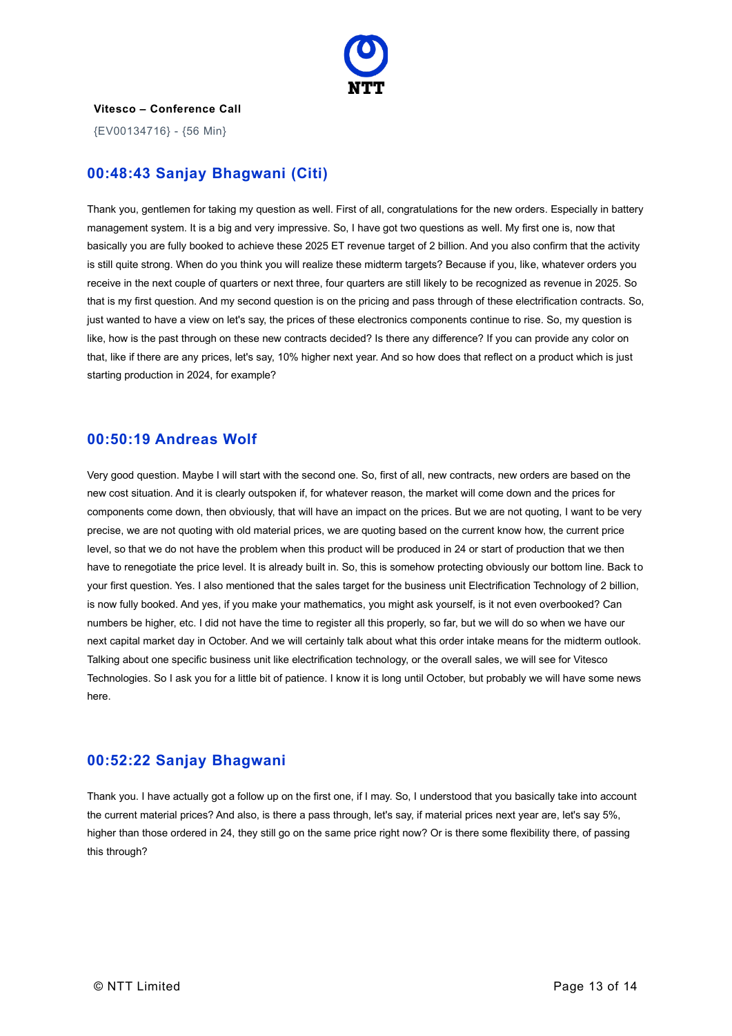## 00:48:43 Sanjay Bhagwani (Citi)

Thank you, gentlemen for taking my question as well. First of all, congratulations for the new orders. Especially in battery management system. It is a big and very impressive. So, I have got two questions as well. My first one is, now that basically you are fully booked to achieve these 2025 ET revenue target of 2 billion. And you also confirm that the activity is still quite strong. When do you think you will realize these midterm targets? Because if you, like, whatever orders you receive in the next couple of quarters or next three, four quarters are still likely to be recognized as revenue in 2025. So that is my first question. And my second question is on the pricing and pass through of these electrification contracts. So, just wanted to have a view on let's say, the prices of these electronics components continue to rise. So, my question is like, how is the past through on these new contracts decided? Is there any difference? If you can provide any color on that, like if there are any prices, let's say, 10% higher next year. And so how does that reflect on a product which is just starting production in 2024, for example?

## 00:50:19 Andreas Wolf

Very good question. Maybe I will start with the second one. So, first of all, new contracts, new orders are based on the new cost situation. And it is clearly outspoken if, for whatever reason, the market will come down and the prices for components come down, then obviously, that will have an impact on the prices. But we are not quoting, I want to be very precise, we are not quoting with old material prices, we are quoting based on the current know how, the current price level, so that we do not have the problem when this product will be produced in 24 or start of production that we then have to renegotiate the price level. It is already built in. So, this is somehow protecting obviously our bottom line. Back to your first question. Yes. I also mentioned that the sales target for the business unit Electrification Technology of 2 billion, is now fully booked. And yes, if you make your mathematics, you might ask yourself, is it not even overbooked? Can numbers be higher, etc. I did not have the time to register all this properly, so far, but we will do so when we have our next capital market day in October. And we will certainly talk about what this order intake means for the midterm outlook. Talking about one specific business unit like electrification technology, or the overall sales, we will see for Vitesco Technologies. So I ask you for a little bit of patience. I know it is long until October, but probably we will have some news here.

## 00:52:22 Sanjay Bhagwani

Thank you. I have actually got a follow up on the first one, if I may. So, I understood that you basically take into account the current material prices? And also, is there a pass through, let's say, if material prices next year are, let's say 5%, higher than those ordered in 24, they still go on the same price right now? Or is there some flexibility there, of passing this through?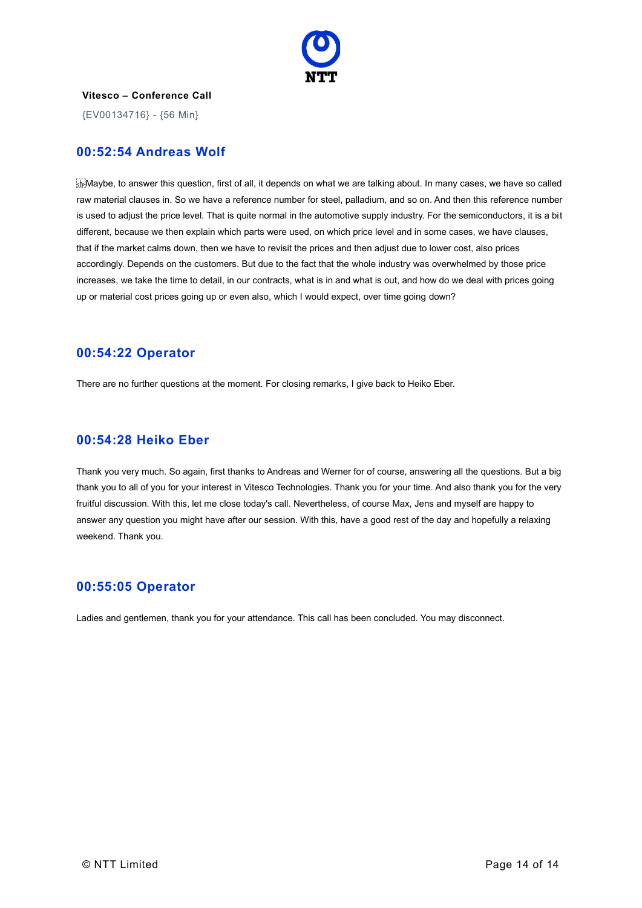## 00:52:54 Andreas Wolf

Maybe, to answer this question, first of all, it depends on what we are talking about. In many cases, we have so called raw material clauses in. So we have a reference number for steel, palladium, and so on. And then this reference number is used to adjust the price level. That is quite normal in the automotive supply industry. For the semiconductors, it is a bit different, because we then explain which parts were used, on which price level and in some cases, we have clauses, that if the market calms down, then we have to revisit the prices and then adjust due to lower cost, also prices accordingly. Depends on the customers. But due to the fact that the whole industry was overwhelmed by those price increases, we take the time to detail, in our contracts, what is in and what is out, and how do we deal with prices going up or material cost prices going up or even also, which I would expect, over time going down?

## 00:54:22 Operator

There are no further questions at the moment. For closing remarks, I give back to Heiko Eber.

## 00:54:28 Heiko Eber

Thank you very much. So again, first thanks to Andreas and Werner for of course, answering all the questions. But a big thank you to all of you for your interest in Vitesco Technologies. Thank you for your time. And also thank you for the very fruitful discussion. With this, let me close today's call. Nevertheless, of course Max, Jens and myself are happy to answer any question you might have after our session. With this, have a good rest of the day and hopefully a relaxing weekend. Thank you.

## 00:55:05 Operator

Ladies and gentlemen, thank you for your attendance. This call has been concluded. You may disconnect.